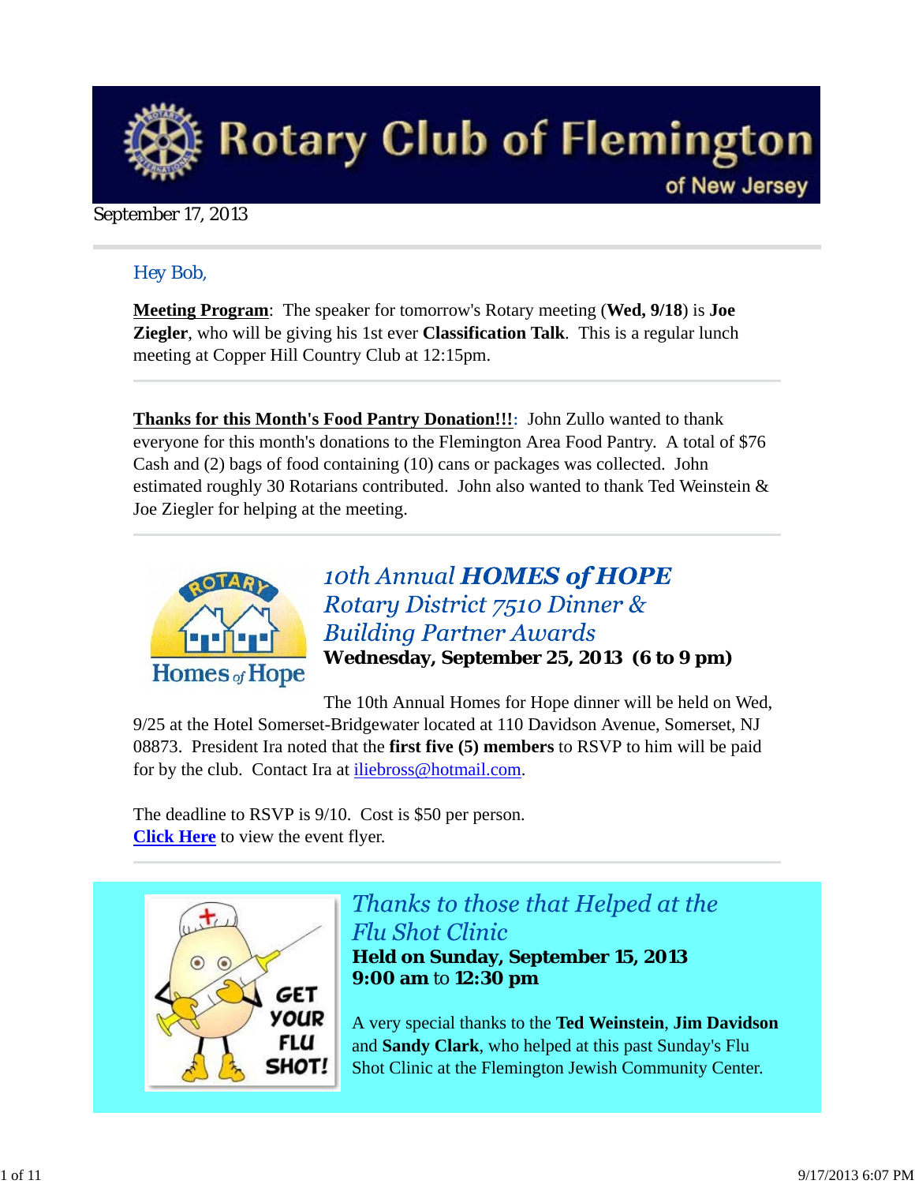# Rotary Club of Flemington

of New Jersey

September 17, 2013

Hey Bob,

**Meeting Program**: The speaker for tomorrow's Rotary meeting (**Wed, 9/18**) is **Joe Ziegler**, who will be giving his 1st ever **Classification Talk**. This is a regular lunch meeting at Copper Hill Country Club at 12:15pm.

---

**Thanks for this Month's Food Pantry Donation!!!**: John Zullo wanted to thank everyone for this month's donations to the Flemington Area Food Pantry. A total of $76 Cash and (2) bags of food containing (10) cans or packages was collected. John estimated roughly 30 Rotarians contributed. John also wanted to thank Ted Weinstein & Joe Ziegler for helping at the meeting.

---

## *10th Annual **HOMES of HOPE** Rotary District 7510 Dinner & Building Partner Awards*

**Wednesday, September 25, 2013 (6 to 9 pm)**

The 10th Annual Homes for Hope dinner will be held on Wed, 9/25 at the Hotel Somerset-Bridgewater located at 110 Davidson Avenue, Somerset, NJ 08873. President Ira noted that the **first five (5) members** to RSVP to him will be paid for by the club. Contact Ira at iliebross@hotmail.com.

The deadline to RSVP is 9/10. Cost is $50 per person.
**Click Here** to view the event flyer.

---

## *Thanks to those that Helped at the Flu Shot Clinic*

**Held on Sunday, September 15, 2013**
**9:00 am** to **12:30 pm**

A very special thanks to the **Ted Weinstein**, **Jim Davidson** and **Sandy Clark**, who helped at this past Sunday's Flu Shot Clinic at the Flemington Jewish Community Center.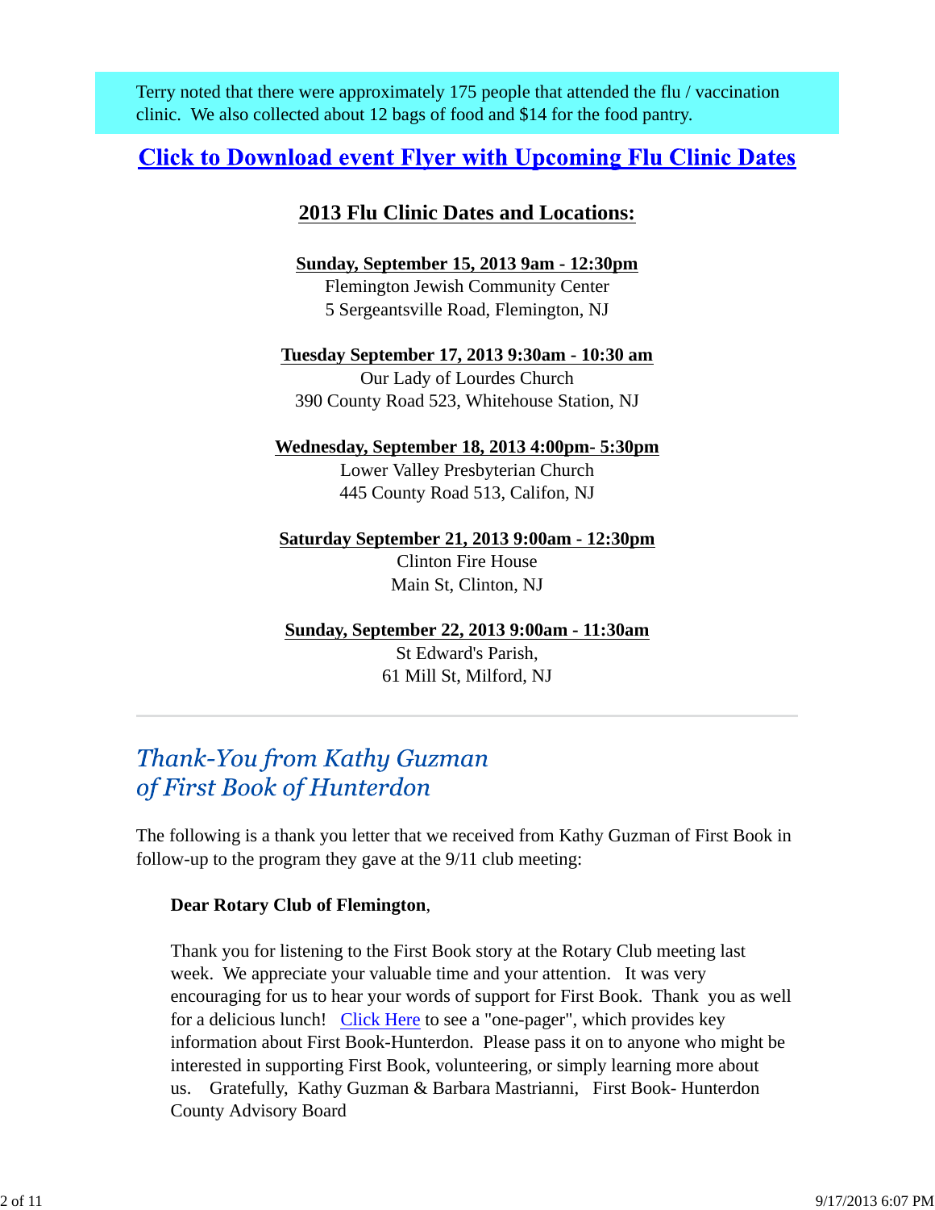Terry noted that there were approximately 175 people that attended the flu / vaccination clinic. We also collected about 12 bags of food and $14 for the food pantry.

**Click to Download event Flyer with Upcoming Flu Clinic Dates**

## 2013 Flu Clinic Dates and Locations:

**Sunday, September 15, 2013 9am - 12:30pm**
Flemington Jewish Community Center
5 Sergeantsville Road, Flemington, NJ

**Tuesday September 17, 2013 9:30am - 10:30 am**
Our Lady of Lourdes Church
390 County Road 523, Whitehouse Station, NJ

**Wednesday, September 18, 2013 4:00pm- 5:30pm**
Lower Valley Presbyterian Church
445 County Road 513, Califon, NJ

**Saturday September 21, 2013 9:00am - 12:30pm**
Clinton Fire House
Main St, Clinton, NJ

**Sunday, September 22, 2013 9:00am - 11:30am**
St Edward's Parish,
61 Mill St, Milford, NJ

---

## *Thank-You from Kathy Guzman of First Book of Hunterdon*

The following is a thank you letter that we received from Kathy Guzman of First Book in follow-up to the program they gave at the 9/11 club meeting:

> **Dear Rotary Club of Flemington**,
>
> Thank you for listening to the First Book story at the Rotary Club meeting last week. We appreciate your valuable time and your attention. It was very encouraging for us to hear your words of support for First Book. Thank you as well for a delicious lunch! Click Here to see a "one-pager", which provides key information about First Book-Hunterdon. Please pass it on to anyone who might be interested in supporting First Book, volunteering, or simply learning more about us. Gratefully, Kathy Guzman & Barbara Mastrianni, First Book- Hunterdon County Advisory Board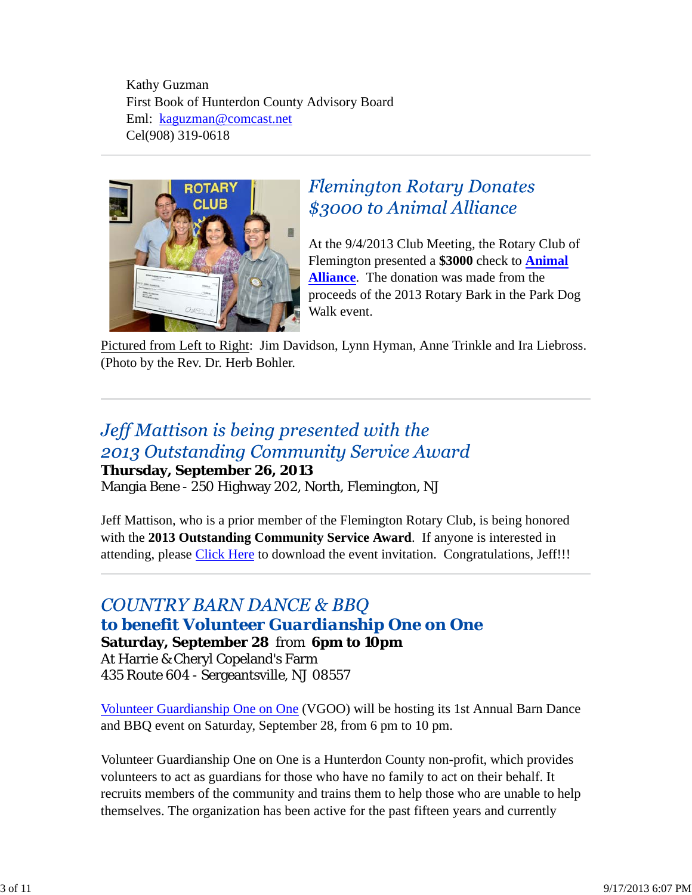Kathy Guzman
First Book of Hunterdon County Advisory Board
Eml: kaguzman@comcast.net
Cel(908) 319-0618

---

## *Flemington Rotary Donates $3000 to Animal Alliance*

At the 9/4/2013 Club Meeting, the Rotary Club of Flemington presented a **$3000** check to **Animal Alliance**. The donation was made from the proceeds of the 2013 Rotary Bark in the Park Dog Walk event.

Pictured from Left to Right: Jim Davidson, Lynn Hyman, Anne Trinkle and Ira Liebross. (Photo by the Rev. Dr. Herb Bohler.

---

## *Jeff Mattison is being presented with the 2013 Outstanding Community Service Award*

**Thursday, September 26, 2013**
Mangia Bene - 250 Highway 202, North, Flemington, NJ

Jeff Mattison, who is a prior member of the Flemington Rotary Club, is being honored with the **2013 Outstanding Community Service Award**. If anyone is interested in attending, please Click Here to download the event invitation. Congratulations, Jeff!!!

---

## *COUNTRY BARN DANCE & BBQ*
## **to benefit Volunteer Guardianship One on One**

**Saturday, September 28** from **6pm to 10pm**
At Harrie & Cheryl Copeland's Farm
435 Route 604 - Sergeantsville, NJ 08557

Volunteer Guardianship One on One (VGOO) will be hosting its 1st Annual Barn Dance and BBQ event on Saturday, September 28, from 6 pm to 10 pm.

Volunteer Guardianship One on One is a Hunterdon County non-profit, which provides volunteers to act as guardians for those who have no family to act on their behalf. It recruits members of the community and trains them to help those who are unable to help themselves. The organization has been active for the past fifteen years and currently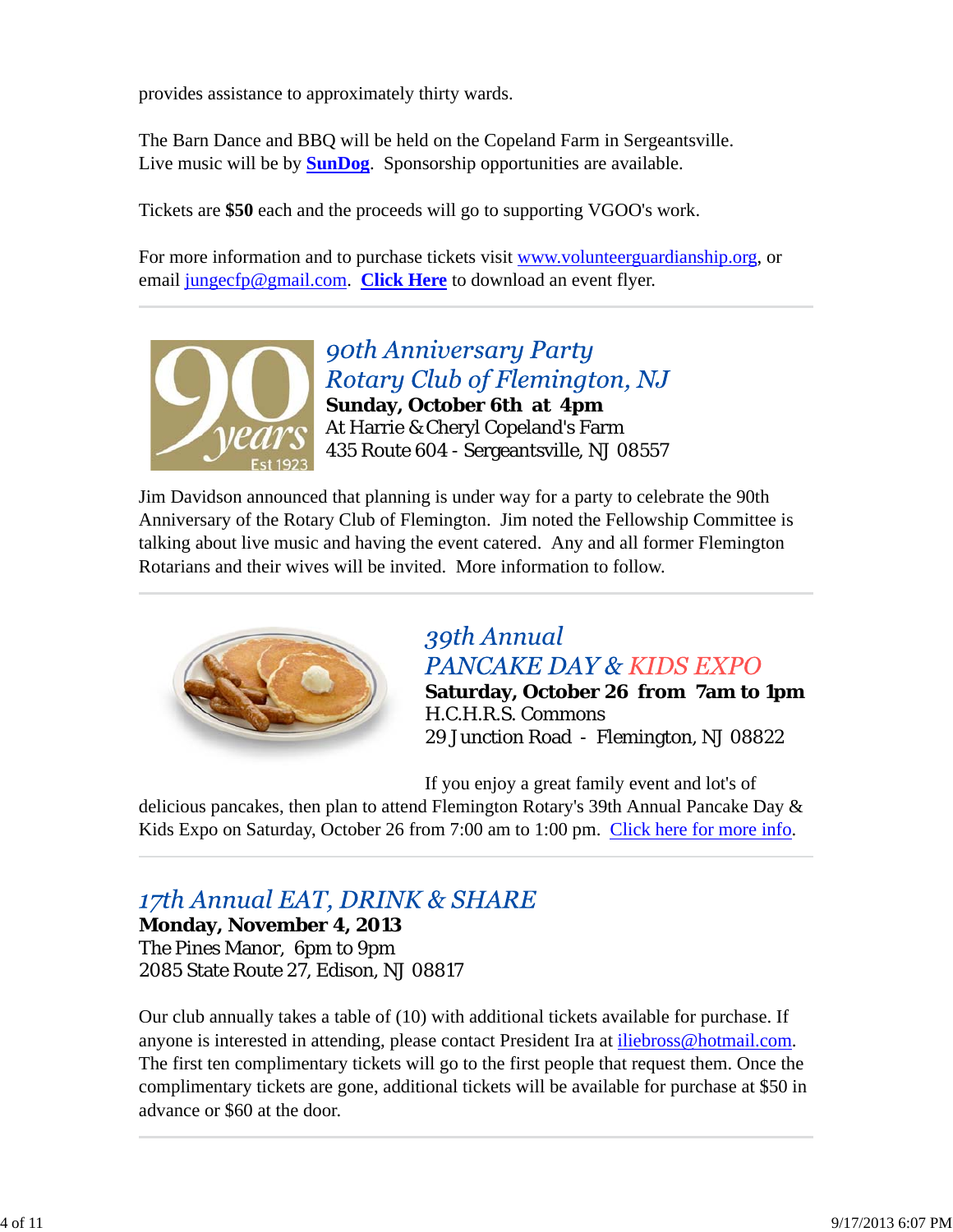provides assistance to approximately thirty wards.

The Barn Dance and BBQ will be held on the Copeland Farm in Sergeantsville. Live music will be by **SunDog**. Sponsorship opportunities are available.

Tickets are **$50** each and the proceeds will go to supporting VGOO's work.

For more information and to purchase tickets visit www.volunteerguardianship.org, or email jungecfp@gmail.com. **Click Here** to download an event flyer.

---

## *90th Anniversary Party*
## *Rotary Club of Flemington, NJ*

**Sunday, October 6th at 4pm**
At Harrie & Cheryl Copeland's Farm
435 Route 604 - Sergeantsville, NJ 08557

Jim Davidson announced that planning is under way for a party to celebrate the 90th Anniversary of the Rotary Club of Flemington. Jim noted the Fellowship Committee is talking about live music and having the event catered. Any and all former Flemington Rotarians and their wives will be invited. More information to follow.

---

## *39th Annual*
## *PANCAKE DAY & KIDS EXPO*

**Saturday, October 26 from 7am to 1pm**
H.C.H.R.S. Commons
29 Junction Road - Flemington, NJ 08822

If you enjoy a great family event and lot's of delicious pancakes, then plan to attend Flemington Rotary's 39th Annual Pancake Day & Kids Expo on Saturday, October 26 from 7:00 am to 1:00 pm. Click here for more info.

---

## *17th Annual EAT, DRINK & SHARE*

**Monday, November 4, 2013**
The Pines Manor, 6pm to 9pm
2085 State Route 27, Edison, NJ 08817

Our club annually takes a table of (10) with additional tickets available for purchase. If anyone is interested in attending, please contact President Ira at iliebross@hotmail.com. The first ten complimentary tickets will go to the first people that request them. Once the complimentary tickets are gone, additional tickets will be available for purchase at $50 in advance or $60 at the door.

---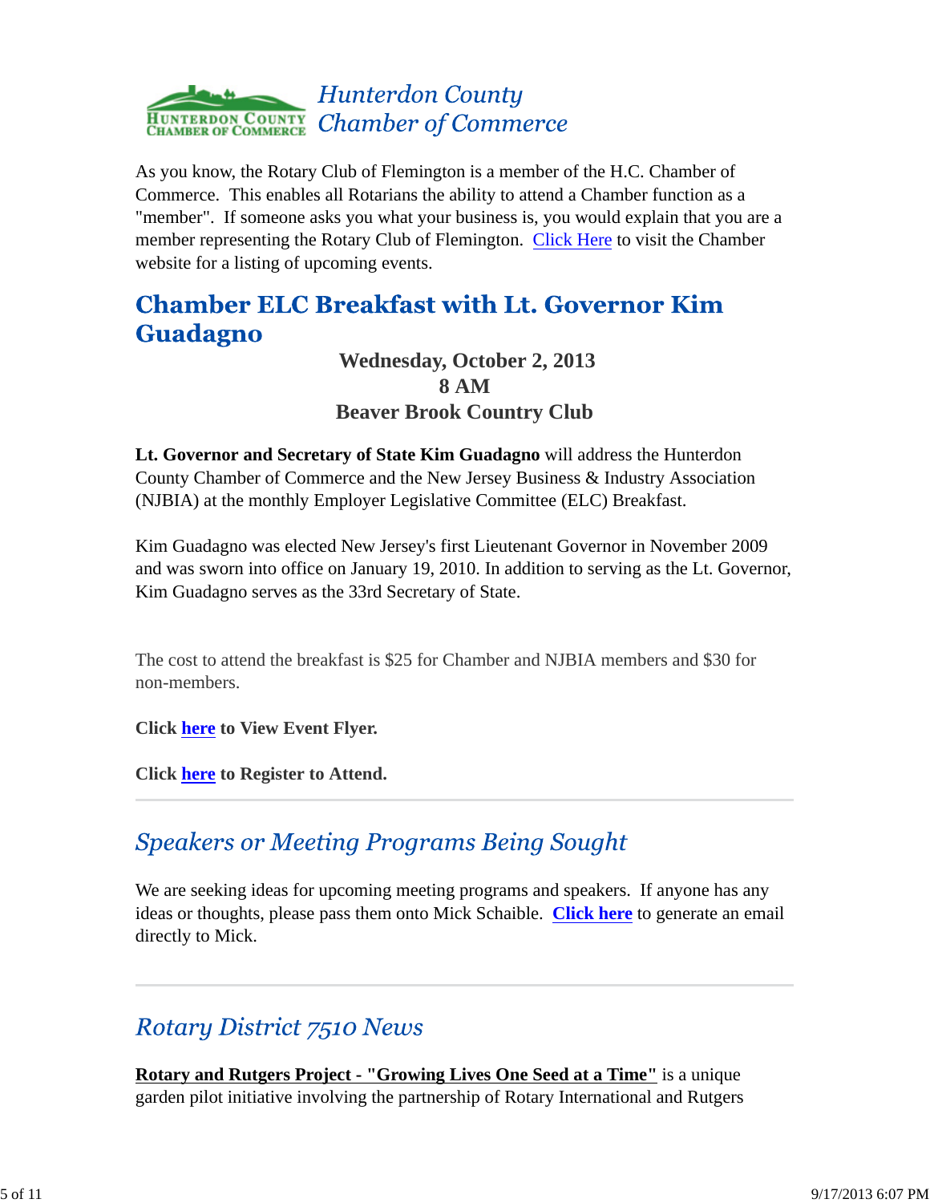## *Hunterdon County Chamber of Commerce*

As you know, the Rotary Club of Flemington is a member of the H.C. Chamber of Commerce. This enables all Rotarians the ability to attend a Chamber function as a "member". If someone asks you what your business is, you would explain that you are a member representing the Rotary Club of Flemington. Click Here to visit the Chamber website for a listing of upcoming events.

## Chamber ELC Breakfast with Lt. Governor Kim Guadagno

**Wednesday, October 2, 2013**
**8 AM**
**Beaver Brook Country Club**

**Lt. Governor and Secretary of State Kim Guadagno** will address the Hunterdon County Chamber of Commerce and the New Jersey Business & Industry Association (NJBIA) at the monthly Employer Legislative Committee (ELC) Breakfast.

Kim Guadagno was elected New Jersey's first Lieutenant Governor in November 2009 and was sworn into office on January 19, 2010. In addition to serving as the Lt. Governor, Kim Guadagno serves as the 33rd Secretary of State.

The cost to attend the breakfast is $25 for Chamber and NJBIA members and $30 for non-members.

**Click here to View Event Flyer.**

**Click here to Register to Attend.**

---

## *Speakers or Meeting Programs Being Sought*

We are seeking ideas for upcoming meeting programs and speakers. If anyone has any ideas or thoughts, please pass them onto Mick Schaible. **Click here** to generate an email directly to Mick.

---

## *Rotary District 7510 News*

**Rotary and Rutgers Project - "Growing Lives One Seed at a Time"** is a unique garden pilot initiative involving the partnership of Rotary International and Rutgers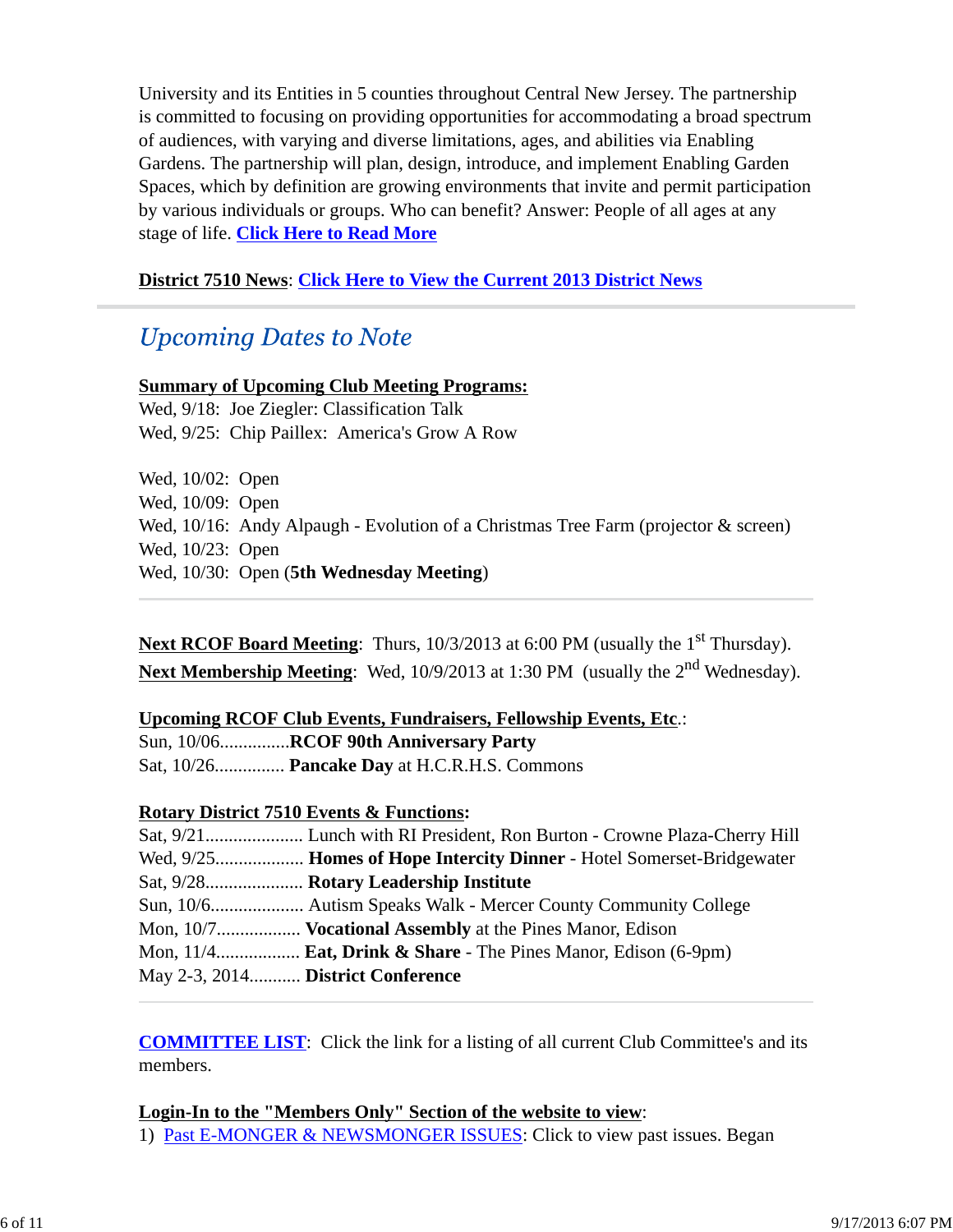University and its Entities in 5 counties throughout Central New Jersey. The partnership is committed to focusing on providing opportunities for accommodating a broad spectrum of audiences, with varying and diverse limitations, ages, and abilities via Enabling Gardens. The partnership will plan, design, introduce, and implement Enabling Garden Spaces, which by definition are growing environments that invite and permit participation by various individuals or groups. Who can benefit? Answer: People of all ages at any stage of life. **Click Here to Read More**

**District 7510 News**: **Click Here to View the Current 2013 District News**

---

## *Upcoming Dates to Note*

**Summary of Upcoming Club Meeting Programs:**
Wed, 9/18: Joe Ziegler: Classification Talk
Wed, 9/25: Chip Paillex: America's Grow A Row

Wed, 10/02: Open
Wed, 10/09: Open
Wed, 10/16: Andy Alpaugh - Evolution of a Christmas Tree Farm (projector & screen)
Wed, 10/23: Open
Wed, 10/30: Open (**5th Wednesday Meeting**)

---

**Next RCOF Board Meeting**: Thurs, 10/3/2013 at 6:00 PM (usually the 1st Thursday).
**Next Membership Meeting**: Wed, 10/9/2013 at 1:30 PM (usually the 2nd Wednesday).

**Upcoming RCOF Club Events, Fundraisers, Fellowship Events, Etc.**:
Sun, 10/06...............**RCOF 90th Anniversary Party**
Sat, 10/26............... **Pancake Day** at H.C.R.H.S. Commons

**Rotary District 7510 Events & Functions:**
Sat, 9/21..................... Lunch with RI President, Ron Burton - Crowne Plaza-Cherry Hill
Wed, 9/25................... **Homes of Hope Intercity Dinner** - Hotel Somerset-Bridgewater
Sat, 9/28..................... **Rotary Leadership Institute**
Sun, 10/6.................... Autism Speaks Walk - Mercer County Community College
Mon, 10/7.................. **Vocational Assembly** at the Pines Manor, Edison
Mon, 11/4.................. **Eat, Drink & Share** - The Pines Manor, Edison (6-9pm)
May 2-3, 2014........... **District Conference**

---

**COMMITTEE LIST**: Click the link for a listing of all current Club Committee's and its members.

**Login-In to the "Members Only" Section of the website to view**:
1) Past E-MONGER & NEWSMONGER ISSUES: Click to view past issues. Began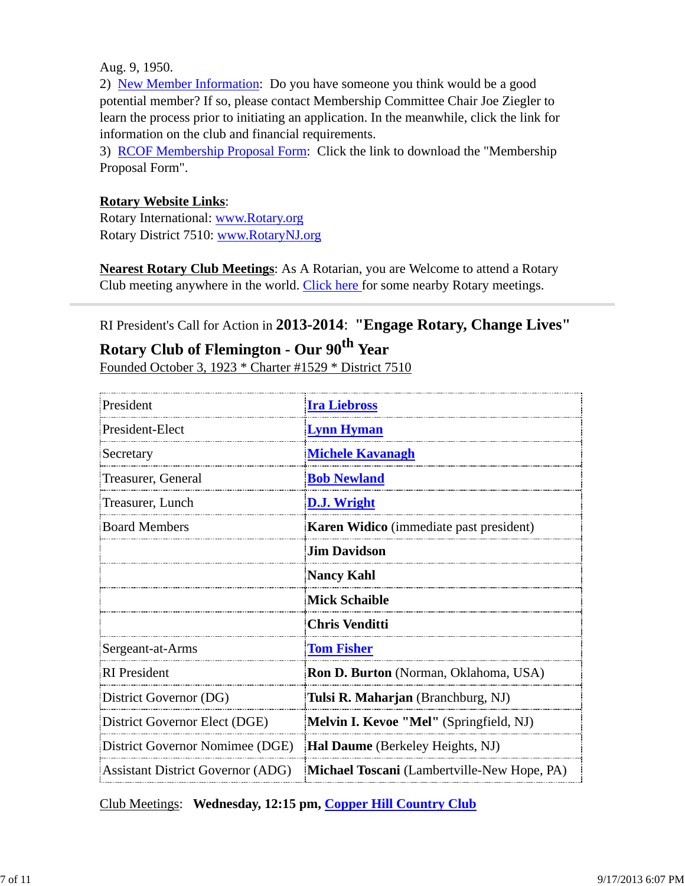Aug. 9, 1950.

2) New Member Information: Do you have someone you think would be a good potential member? If so, please contact Membership Committee Chair Joe Ziegler to learn the process prior to initiating an application. In the meanwhile, click the link for information on the club and financial requirements.

3) RCOF Membership Proposal Form: Click the link to download the "Membership Proposal Form".

**Rotary Website Links**:
Rotary International: www.Rotary.org
Rotary District 7510: www.RotaryNJ.org

**Nearest Rotary Club Meetings**: As A Rotarian, you are Welcome to attend a Rotary Club meeting anywhere in the world. Click here for some nearby Rotary meetings.

---

RI President's Call for Action in **2013-2014**: **"Engage Rotary, Change Lives"**

**Rotary Club of Flemington - Our 90th Year**

Founded October 3, 1923 * Charter #1529 * District 7510

| | |
|---|---|
| President | **Ira Liebross** |
| President-Elect | **Lynn Hyman** |
| Secretary | **Michele Kavanagh** |
| Treasurer, General | **Bob Newland** |
| Treasurer, Lunch | **D.J. Wright** |
| Board Members | **Karen Widico** (immediate past president) |
| | **Jim Davidson** |
| | **Nancy Kahl** |
| | **Mick Schaible** |
| | **Chris Venditti** |
| Sergeant-at-Arms | **Tom Fisher** |
| RI President | **Ron D. Burton** (Norman, Oklahoma, USA) |
| District Governor (DG) | **Tulsi R. Maharjan** (Branchburg, NJ) |
| District Governor Elect (DGE) | **Melvin I. Kevoe "Mel"** (Springfield, NJ) |
| District Governor Nomimee (DGE) | **Hal Daume** (Berkeley Heights, NJ) |
| Assistant District Governor (ADG) | **Michael Toscani** (Lambertville-New Hope, PA) |

Club Meetings: **Wednesday, 12:15 pm, Copper Hill Country Club**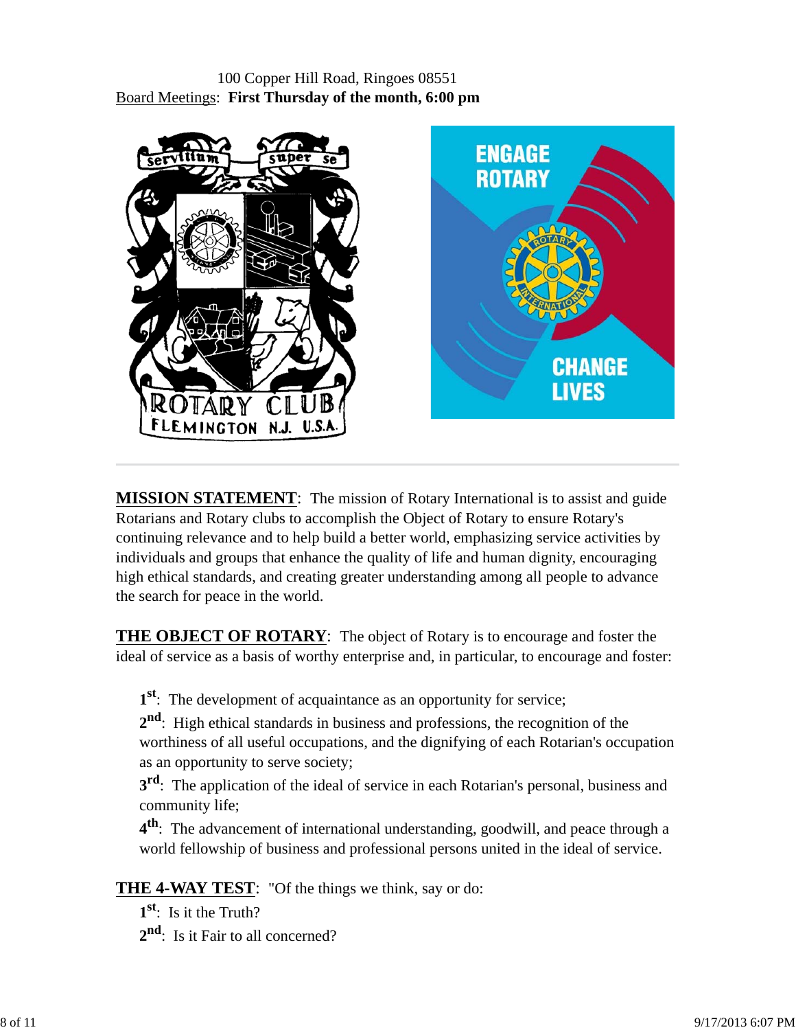100 Copper Hill Road, Ringoes 08551
Board Meetings: **First Thursday of the month, 6:00 pm**

---

**MISSION STATEMENT**: The mission of Rotary International is to assist and guide Rotarians and Rotary clubs to accomplish the Object of Rotary to ensure Rotary's continuing relevance and to help build a better world, emphasizing service activities by individuals and groups that enhance the quality of life and human dignity, encouraging high ethical standards, and creating greater understanding among all people to advance the search for peace in the world.

**THE OBJECT OF ROTARY**: The object of Rotary is to encourage and foster the ideal of service as a basis of worthy enterprise and, in particular, to encourage and foster:

**1st**: The development of acquaintance as an opportunity for service;
**2nd**: High ethical standards in business and professions, the recognition of the worthiness of all useful occupations, and the dignifying of each Rotarian's occupation as an opportunity to serve society;
**3rd**: The application of the ideal of service in each Rotarian's personal, business and community life;
**4th**: The advancement of international understanding, goodwill, and peace through a world fellowship of business and professional persons united in the ideal of service.

**THE 4-WAY TEST**: "Of the things we think, say or do:
**1st**: Is it the Truth?
**2nd**: Is it Fair to all concerned?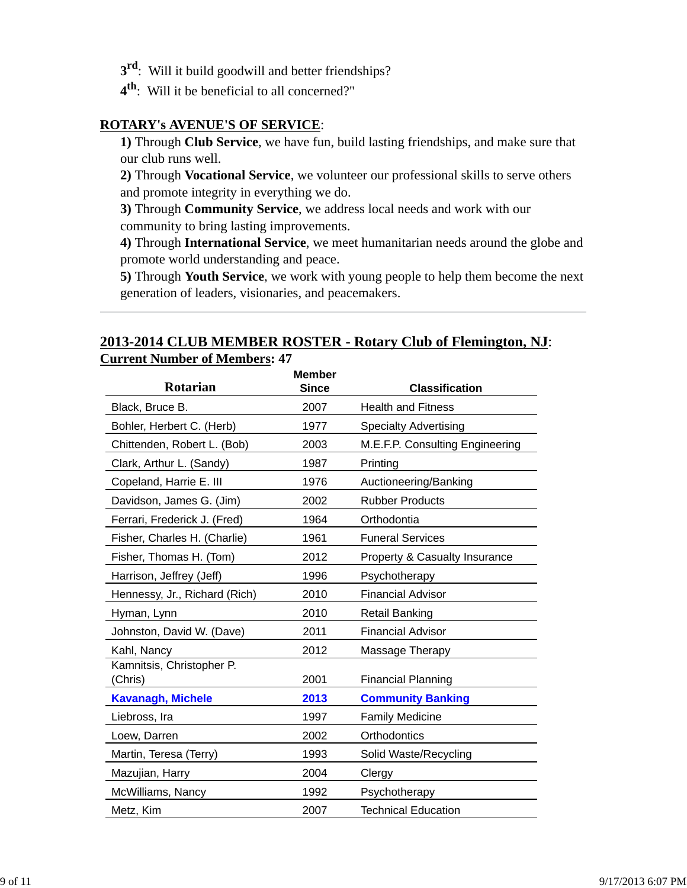**3rd**:  Will it build goodwill and better friendships?
**4th**:  Will it be beneficial to all concerned?"

**ROTARY's AVENUE'S OF SERVICE**:

**1)** Through **Club Service**, we have fun, build lasting friendships, and make sure that our club runs well.
**2)** Through **Vocational Service**, we volunteer our professional skills to serve others and promote integrity in everything we do.
**3)** Through **Community Service**, we address local needs and work with our community to bring lasting improvements.
**4)** Through **International Service**, we meet humanitarian needs around the globe and promote world understanding and peace.
**5)** Through **Youth Service**, we work with young people to help them become the next generation of leaders, visionaries, and peacemakers.

---

## 2013-2014 CLUB MEMBER ROSTER - Rotary Club of Flemington, NJ:

**Current Number of Members: 47**

| Rotarian | Member Since | Classification |
|---|---|---|
| Black, Bruce B. | 2007 | Health and Fitness |
| Bohler, Herbert C. (Herb) | 1977 | Specialty Advertising |
| Chittenden, Robert L. (Bob) | 2003 | M.E.F.P. Consulting Engineering |
| Clark, Arthur L. (Sandy) | 1987 | Printing |
| Copeland, Harrie E. III | 1976 | Auctioneering/Banking |
| Davidson, James G. (Jim) | 2002 | Rubber Products |
| Ferrari, Frederick J. (Fred) | 1964 | Orthodontia |
| Fisher, Charles H. (Charlie) | 1961 | Funeral Services |
| Fisher, Thomas H. (Tom) | 2012 | Property & Casualty Insurance |
| Harrison, Jeffrey (Jeff) | 1996 | Psychotherapy |
| Hennessy, Jr., Richard (Rich) | 2010 | Financial Advisor |
| Hyman, Lynn | 2010 | Retail Banking |
| Johnston, David W. (Dave) | 2011 | Financial Advisor |
| Kahl, Nancy | 2012 | Massage Therapy |
| Kamnitsis, Christopher P. (Chris) | 2001 | Financial Planning |
| **Kavanagh, Michele** | **2013** | **Community Banking** |
| Liebross, Ira | 1997 | Family Medicine |
| Loew, Darren | 2002 | Orthodontics |
| Martin, Teresa (Terry) | 1993 | Solid Waste/Recycling |
| Mazujian, Harry | 2004 | Clergy |
| McWilliams, Nancy | 1992 | Psychotherapy |
| Metz, Kim | 2007 | Technical Education |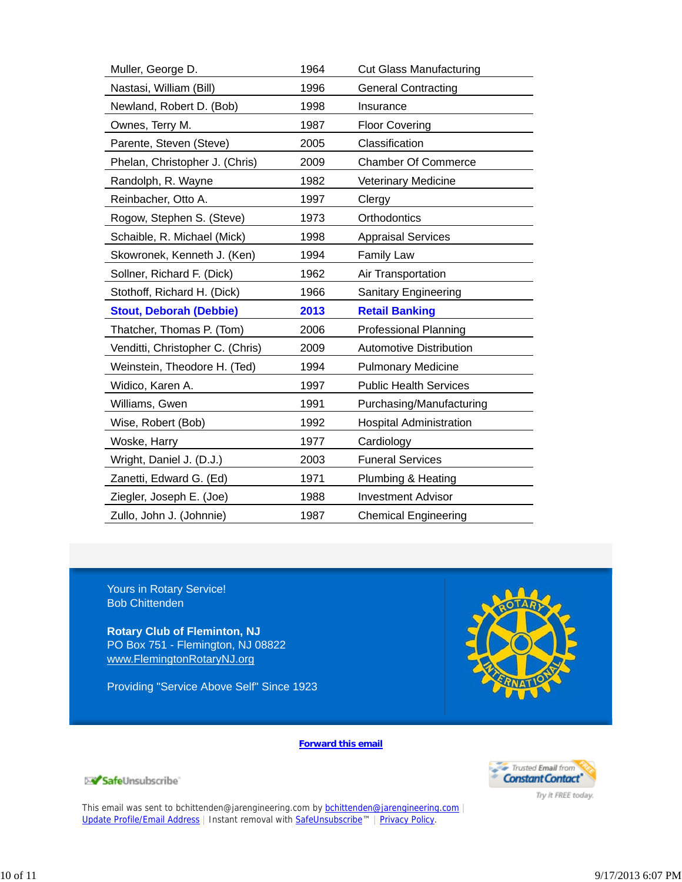| | | |
|---|---|---|
| Muller, George D. | 1964 | Cut Glass Manufacturing |
| Nastasi, William (Bill) | 1996 | General Contracting |
| Newland, Robert D. (Bob) | 1998 | Insurance |
| Ownes, Terry M. | 1987 | Floor Covering |
| Parente, Steven (Steve) | 2005 | Classification |
| Phelan, Christopher J. (Chris) | 2009 | Chamber Of Commerce |
| Randolph, R. Wayne | 1982 | Veterinary Medicine |
| Reinbacher, Otto A. | 1997 | Clergy |
| Rogow, Stephen S. (Steve) | 1973 | Orthodontics |
| Schaible, R. Michael (Mick) | 1998 | Appraisal Services |
| Skowronek, Kenneth J. (Ken) | 1994 | Family Law |
| Sollner, Richard F. (Dick) | 1962 | Air Transportation |
| Stothoff, Richard H. (Dick) | 1966 | Sanitary Engineering |
| **Stout, Deborah (Debbie)** | **2013** | **Retail Banking** |
| Thatcher, Thomas P. (Tom) | 2006 | Professional Planning |
| Venditti, Christopher C. (Chris) | 2009 | Automotive Distribution |
| Weinstein, Theodore H. (Ted) | 1994 | Pulmonary Medicine |
| Widico, Karen A. | 1997 | Public Health Services |
| Williams, Gwen | 1991 | Purchasing/Manufacturing |
| Wise, Robert (Bob) | 1992 | Hospital Administration |
| Woske, Harry | 1977 | Cardiology |
| Wright, Daniel J. (D.J.) | 2003 | Funeral Services |
| Zanetti, Edward G. (Ed) | 1971 | Plumbing & Heating |
| Ziegler, Joseph E. (Joe) | 1988 | Investment Advisor |
| Zullo, John J. (Johnnie) | 1987 | Chemical Engineering |

Yours in Rotary Service!
Bob Chittenden

**Rotary Club of Fleminton, NJ**
PO Box 751 - Flemington, NJ 08822
www.FlemingtonRotaryNJ.org

Providing "Service Above Self" Since 1923

**Forward this email**

SafeUnsubscribe

Trusted Email from Constant Contact — Try it FREE today.

This email was sent to bchittenden@jarengineering.com by bchittenden@jarengineering.com | Update Profile/Email Address | Instant removal with SafeUnsubscribe™ | Privacy Policy.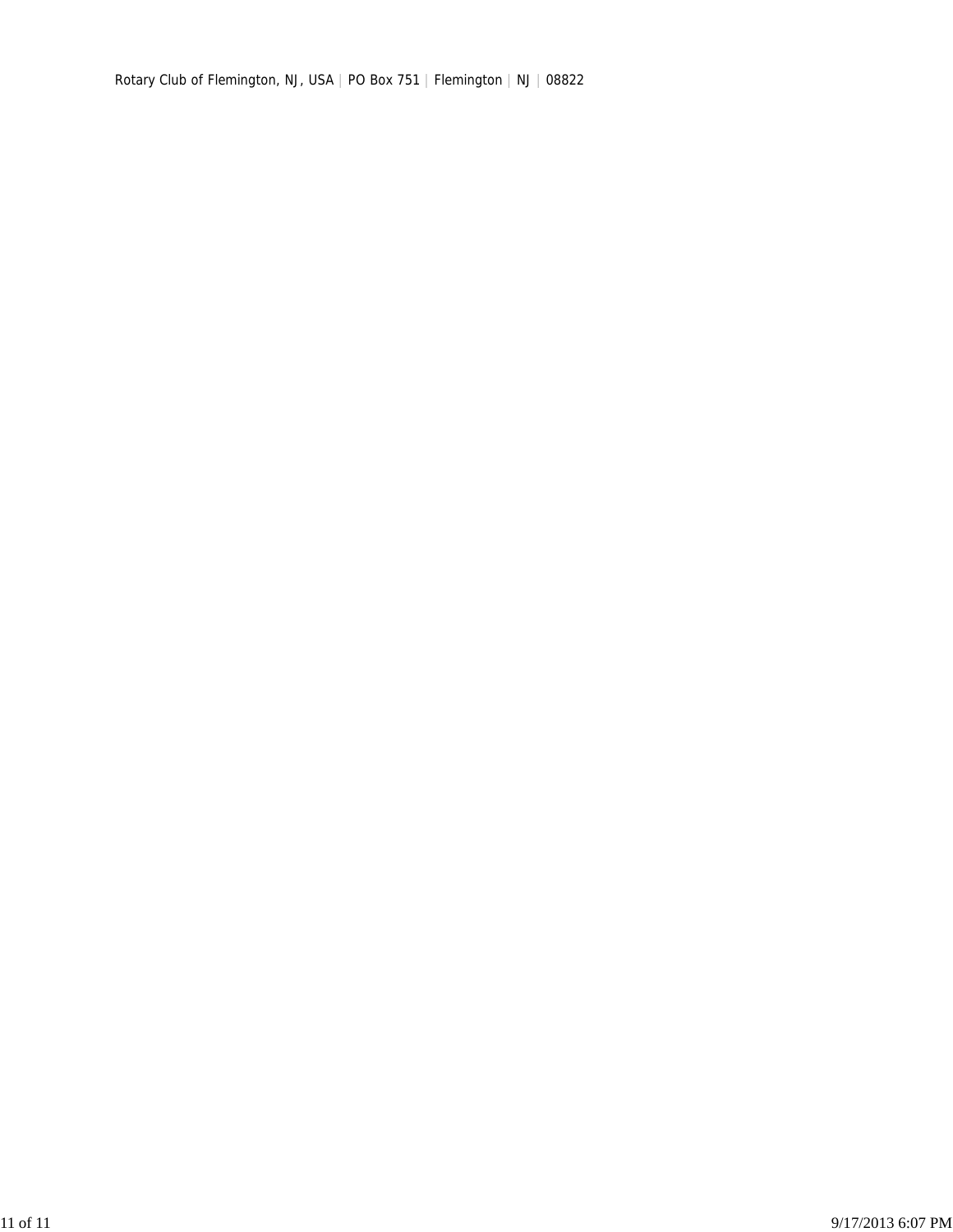Rotary Club of Flemington, NJ, USA | PO Box 751 | Flemington | NJ | 08822